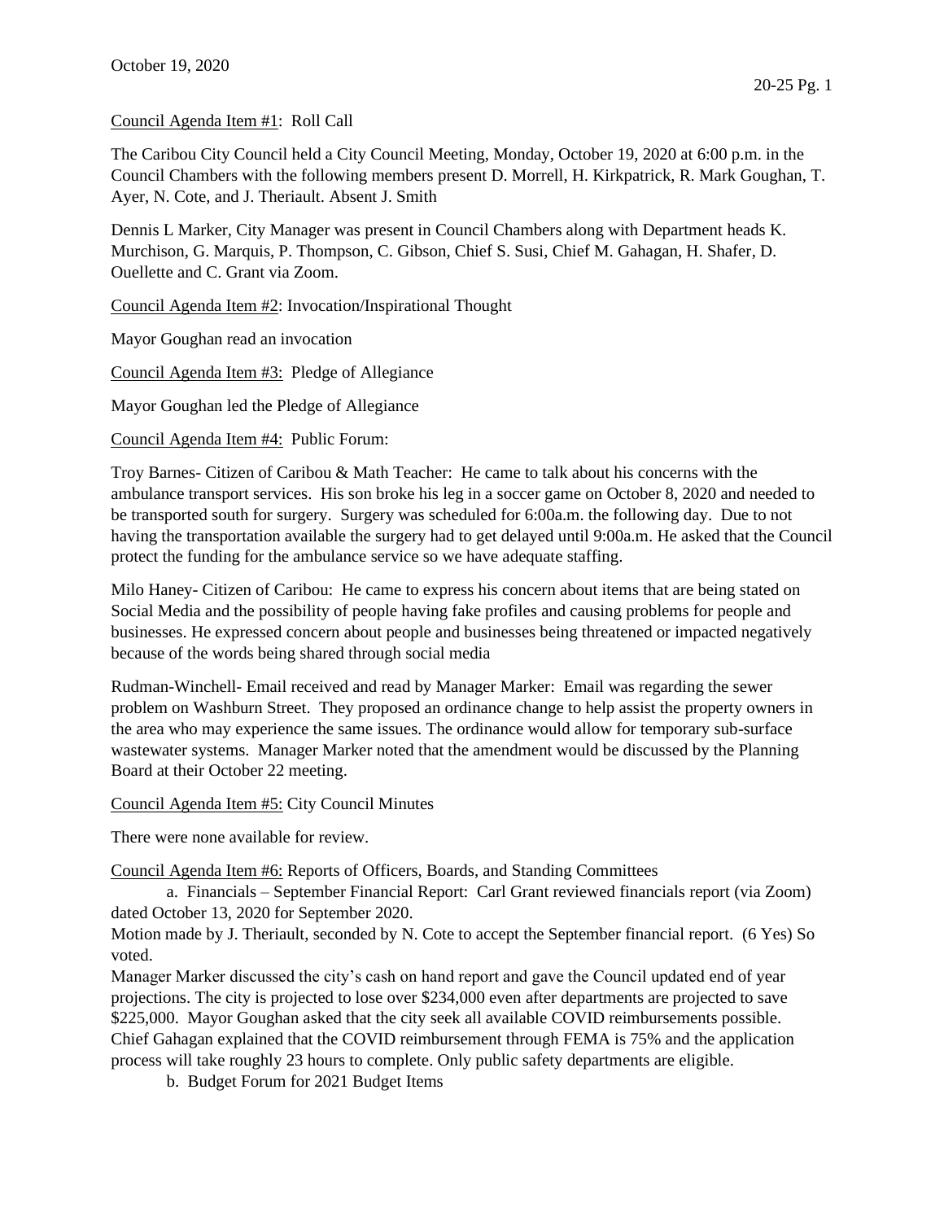October 19, 2020

Council Agenda Item #1: Roll Call

The Caribou City Council held a City Council Meeting, Monday, October 19, 2020 at 6:00 p.m. in the Council Chambers with the following members present D. Morrell, H. Kirkpatrick, R. Mark Goughan, T. Ayer, N. Cote, and J. Theriault. Absent J. Smith

Dennis L Marker, City Manager was present in Council Chambers along with Department heads K. Murchison, G. Marquis, P. Thompson, C. Gibson, Chief S. Susi, Chief M. Gahagan, H. Shafer, D. Ouellette and C. Grant via Zoom.

Council Agenda Item #2: Invocation/Inspirational Thought

Mayor Goughan read an invocation

Council Agenda Item #3: Pledge of Allegiance

Mayor Goughan led the Pledge of Allegiance

Council Agenda Item #4: Public Forum:

Troy Barnes- Citizen of Caribou & Math Teacher: He came to talk about his concerns with the ambulance transport services. His son broke his leg in a soccer game on October 8, 2020 and needed to be transported south for surgery. Surgery was scheduled for 6:00a.m. the following day. Due to not having the transportation available the surgery had to get delayed until 9:00a.m. He asked that the Council protect the funding for the ambulance service so we have adequate staffing.

Milo Haney- Citizen of Caribou: He came to express his concern about items that are being stated on Social Media and the possibility of people having fake profiles and causing problems for people and businesses. He expressed concern about people and businesses being threatened or impacted negatively because of the words being shared through social media

Rudman-Winchell- Email received and read by Manager Marker: Email was regarding the sewer problem on Washburn Street. They proposed an ordinance change to help assist the property owners in the area who may experience the same issues. The ordinance would allow for temporary sub-surface wastewater systems. Manager Marker noted that the amendment would be discussed by the Planning Board at their October 22 meeting.

Council Agenda Item #5: City Council Minutes

There were none available for review.

Council Agenda Item #6: Reports of Officers, Boards, and Standing Committees

a. Financials – September Financial Report: Carl Grant reviewed financials report (via Zoom) dated October 13, 2020 for September 2020.

Motion made by J. Theriault, seconded by N. Cote to accept the September financial report. (6 Yes) So voted.

Manager Marker discussed the city's cash on hand report and gave the Council updated end of year projections. The city is projected to lose over $234,000 even after departments are projected to save $225,000. Mayor Goughan asked that the city seek all available COVID reimbursements possible. Chief Gahagan explained that the COVID reimbursement through FEMA is 75% and the application process will take roughly 23 hours to complete. Only public safety departments are eligible.

b. Budget Forum for 2021 Budget Items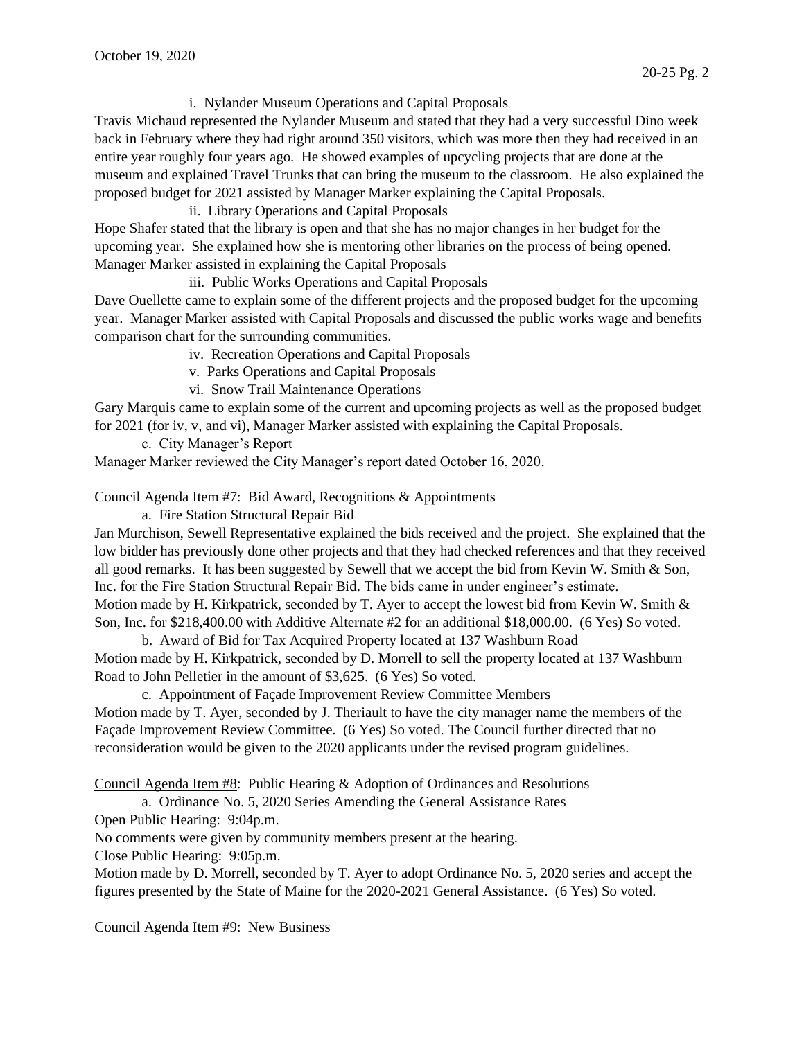i. Nylander Museum Operations and Capital Proposals

Travis Michaud represented the Nylander Museum and stated that they had a very successful Dino week back in February where they had right around 350 visitors, which was more then they had received in an entire year roughly four years ago. He showed examples of upcycling projects that are done at the museum and explained Travel Trunks that can bring the museum to the classroom. He also explained the proposed budget for 2021 assisted by Manager Marker explaining the Capital Proposals.

ii. Library Operations and Capital Proposals

Hope Shafer stated that the library is open and that she has no major changes in her budget for the upcoming year. She explained how she is mentoring other libraries on the process of being opened. Manager Marker assisted in explaining the Capital Proposals

iii. Public Works Operations and Capital Proposals

Dave Ouellette came to explain some of the different projects and the proposed budget for the upcoming year. Manager Marker assisted with Capital Proposals and discussed the public works wage and benefits comparison chart for the surrounding communities.

iv. Recreation Operations and Capital Proposals

v. Parks Operations and Capital Proposals

vi. Snow Trail Maintenance Operations

Gary Marquis came to explain some of the current and upcoming projects as well as the proposed budget for 2021 (for iv, v, and vi), Manager Marker assisted with explaining the Capital Proposals.

c. City Manager's Report

Manager Marker reviewed the City Manager's report dated October 16, 2020.

Council Agenda Item #7: Bid Award, Recognitions & Appointments

a. Fire Station Structural Repair Bid

Jan Murchison, Sewell Representative explained the bids received and the project. She explained that the low bidder has previously done other projects and that they had checked references and that they received all good remarks. It has been suggested by Sewell that we accept the bid from Kevin W. Smith & Son, Inc. for the Fire Station Structural Repair Bid. The bids came in under engineer's estimate.
Motion made by H. Kirkpatrick, seconded by T. Ayer to accept the lowest bid from Kevin W. Smith & Son, Inc. for $218,400.00 with Additive Alternate #2 for an additional $18,000.00. (6 Yes) So voted.

b. Award of Bid for Tax Acquired Property located at 137 Washburn Road

Motion made by H. Kirkpatrick, seconded by D. Morrell to sell the property located at 137 Washburn Road to John Pelletier in the amount of $3,625. (6 Yes) So voted.

c. Appointment of Façade Improvement Review Committee Members

Motion made by T. Ayer, seconded by J. Theriault to have the city manager name the members of the Façade Improvement Review Committee. (6 Yes) So voted. The Council further directed that no reconsideration would be given to the 2020 applicants under the revised program guidelines.

Council Agenda Item #8: Public Hearing & Adoption of Ordinances and Resolutions

a. Ordinance No. 5, 2020 Series Amending the General Assistance Rates

Open Public Hearing: 9:04p.m.
No comments were given by community members present at the hearing.
Close Public Hearing: 9:05p.m.
Motion made by D. Morrell, seconded by T. Ayer to adopt Ordinance No. 5, 2020 series and accept the figures presented by the State of Maine for the 2020-2021 General Assistance. (6 Yes) So voted.

Council Agenda Item #9: New Business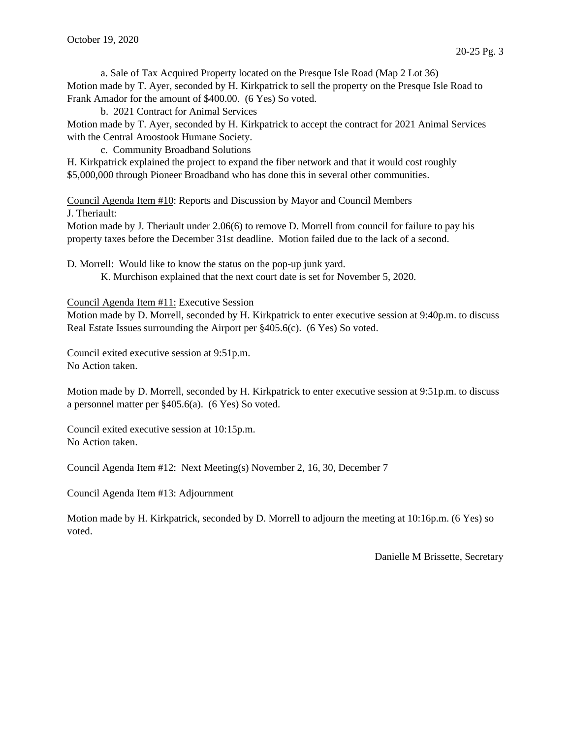a. Sale of Tax Acquired Property located on the Presque Isle Road (Map 2 Lot 36)
Motion made by T. Ayer, seconded by H. Kirkpatrick to sell the property on the Presque Isle Road to Frank Amador for the amount of $400.00. (6 Yes) So voted.

b. 2021 Contract for Animal Services
Motion made by T. Ayer, seconded by H. Kirkpatrick to accept the contract for 2021 Animal Services with the Central Aroostook Humane Society.

c. Community Broadband Solutions
H. Kirkpatrick explained the project to expand the fiber network and that it would cost roughly $5,000,000 through Pioneer Broadband who has done this in several other communities.

Council Agenda Item #10: Reports and Discussion by Mayor and Council Members
J. Theriault:
Motion made by J. Theriault under 2.06(6) to remove D. Morrell from council for failure to pay his property taxes before the December 31st deadline. Motion failed due to the lack of a second.

D. Morrell: Would like to know the status on the pop-up junk yard.
K. Murchison explained that the next court date is set for November 5, 2020.

Council Agenda Item #11: Executive Session
Motion made by D. Morrell, seconded by H. Kirkpatrick to enter executive session at 9:40p.m. to discuss Real Estate Issues surrounding the Airport per §405.6(c). (6 Yes) So voted.

Council exited executive session at 9:51p.m.
No Action taken.

Motion made by D. Morrell, seconded by H. Kirkpatrick to enter executive session at 9:51p.m. to discuss a personnel matter per §405.6(a). (6 Yes) So voted.

Council exited executive session at 10:15p.m.
No Action taken.

Council Agenda Item #12: Next Meeting(s) November 2, 16, 30, December 7

Council Agenda Item #13: Adjournment

Motion made by H. Kirkpatrick, seconded by D. Morrell to adjourn the meeting at 10:16p.m. (6 Yes) so voted.

Danielle M Brissette, Secretary